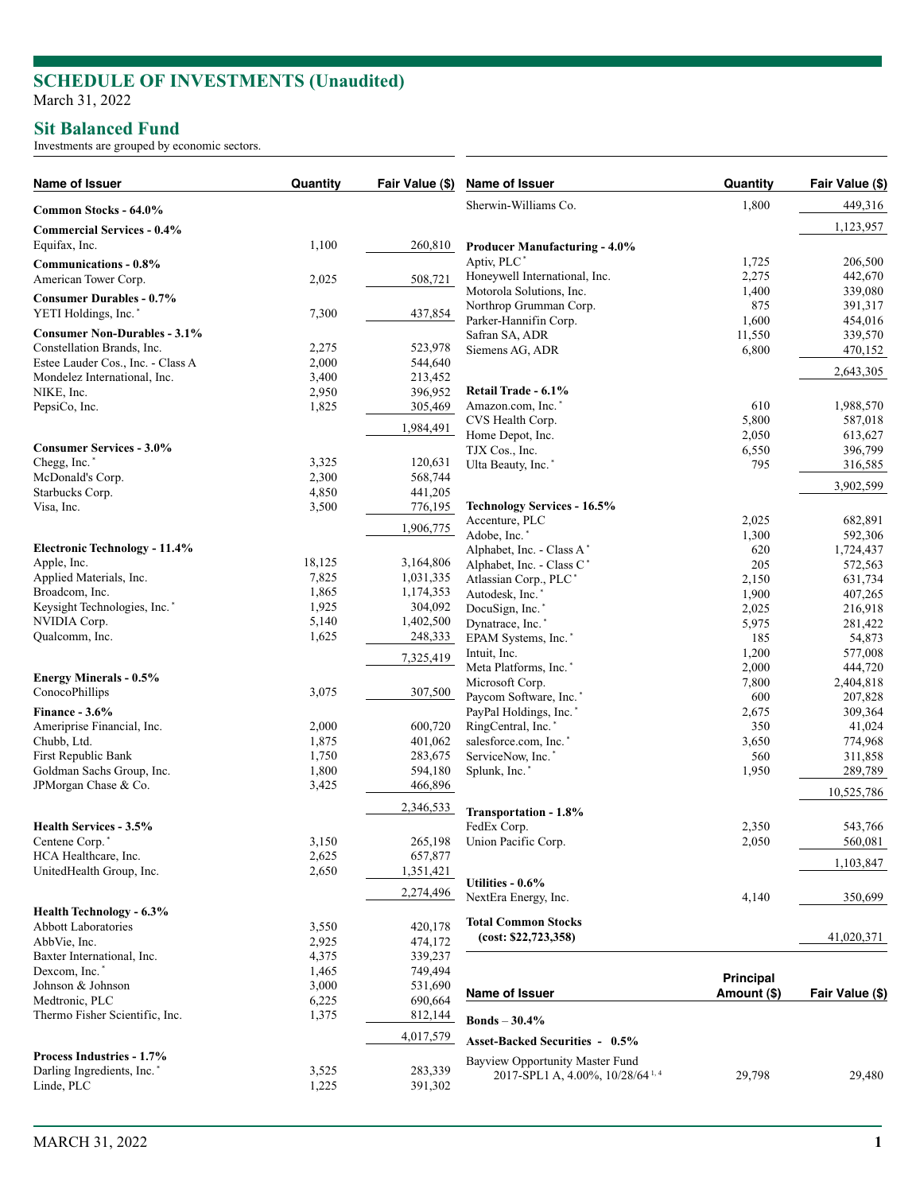# SCHEDULE OF INVESTMENTS (Unaudited)

March 31, 2022

## Sit Balanced Fund

Investments are grouped by economic sectors.

| Name of Issuer | Quantity | Fair Value ($) |
|---|---|---|
| **Common Stocks - 64.0%** | | |
| **Commercial Services - 0.4%** | | |
| Equifax, Inc. | 1,100 | 260,810 |
| **Communications - 0.8%** | | |
| American Tower Corp. | 2,025 | 508,721 |
| **Consumer Durables - 0.7%** | | |
| YETI Holdings, Inc. * | 7,300 | 437,854 |
| **Consumer Non-Durables - 3.1%** | | |
| Constellation Brands, Inc. | 2,275 | 523,978 |
| Estee Lauder Cos., Inc. - Class A | 2,000 | 544,640 |
| Mondelez International, Inc. | 3,400 | 213,452 |
| NIKE, Inc. | 2,950 | 396,952 |
| PepsiCo, Inc. | 1,825 | 305,469 |
| | | 1,984,491 |
| **Consumer Services - 3.0%** | | |
| Chegg, Inc. * | 3,325 | 120,631 |
| McDonald's Corp. | 2,300 | 568,744 |
| Starbucks Corp. | 4,850 | 441,205 |
| Visa, Inc. | 3,500 | 776,195 |
| | | 1,906,775 |
| **Electronic Technology - 11.4%** | | |
| Apple, Inc. | 18,125 | 3,164,806 |
| Applied Materials, Inc. | 7,825 | 1,031,335 |
| Broadcom, Inc. | 1,865 | 1,174,353 |
| Keysight Technologies, Inc. * | 1,925 | 304,092 |
| NVIDIA Corp. | 5,140 | 1,402,500 |
| Qualcomm, Inc. | 1,625 | 248,333 |
| | | 7,325,419 |
| **Energy Minerals - 0.5%** | | |
| ConocoPhillips | 3,075 | 307,500 |
| **Finance - 3.6%** | | |
| Ameriprise Financial, Inc. | 2,000 | 600,720 |
| Chubb, Ltd. | 1,875 | 401,062 |
| First Republic Bank | 1,750 | 283,675 |
| Goldman Sachs Group, Inc. | 1,800 | 594,180 |
| JPMorgan Chase & Co. | 3,425 | 466,896 |
| | | 2,346,533 |
| **Health Services - 3.5%** | | |
| Centene Corp. * | 3,150 | 265,198 |
| HCA Healthcare, Inc. | 2,625 | 657,877 |
| UnitedHealth Group, Inc. | 2,650 | 1,351,421 |
| | | 2,274,496 |
| **Health Technology - 6.3%** | | |
| Abbott Laboratories | 3,550 | 420,178 |
| AbbVie, Inc. | 2,925 | 474,172 |
| Baxter International, Inc. | 4,375 | 339,237 |
| Dexcom, Inc. * | 1,465 | 749,494 |
| Johnson & Johnson | 3,000 | 531,690 |
| Medtronic, PLC | 6,225 | 690,664 |
| Thermo Fisher Scientific, Inc. | 1,375 | 812,144 |
| | | 4,017,579 |
| **Process Industries - 1.7%** | | |
| Darling Ingredients, Inc. * | 3,525 | 283,339 |
| Linde, PLC | 1,225 | 391,302 |
| Sherwin-Williams Co. | 1,800 | 449,316 |
| | | 1,123,957 |
| **Producer Manufacturing - 4.0%** | | |
| Aptiv, PLC * | 1,725 | 206,500 |
| Honeywell International, Inc. | 2,275 | 442,670 |
| Motorola Solutions, Inc. | 1,400 | 339,080 |
| Northrop Grumman Corp. | 875 | 391,317 |
| Parker-Hannifin Corp. | 1,600 | 454,016 |
| Safran SA, ADR | 11,550 | 339,570 |
| Siemens AG, ADR | 6,800 | 470,152 |
| | | 2,643,305 |
| **Retail Trade - 6.1%** | | |
| Amazon.com, Inc. * | 610 | 1,988,570 |
| CVS Health Corp. | 5,800 | 587,018 |
| Home Depot, Inc. | 2,050 | 613,627 |
| TJX Cos., Inc. | 6,550 | 396,799 |
| Ulta Beauty, Inc. * | 795 | 316,585 |
| | | 3,902,599 |
| **Technology Services - 16.5%** | | |
| Accenture, PLC | 2,025 | 682,891 |
| Adobe, Inc. * | 1,300 | 592,306 |
| Alphabet, Inc. - Class A * | 620 | 1,724,437 |
| Alphabet, Inc. - Class C * | 205 | 572,563 |
| Atlassian Corp., PLC * | 2,150 | 631,734 |
| Autodesk, Inc. * | 1,900 | 407,265 |
| DocuSign, Inc. * | 2,025 | 216,918 |
| Dynatrace, Inc. * | 5,975 | 281,422 |
| EPAM Systems, Inc. * | 185 | 54,873 |
| Intuit, Inc. | 1,200 | 577,008 |
| Meta Platforms, Inc. * | 2,000 | 444,720 |
| Microsoft Corp. | 7,800 | 2,404,818 |
| Paycom Software, Inc. * | 600 | 207,828 |
| PayPal Holdings, Inc. * | 2,675 | 309,364 |
| RingCentral, Inc. * | 350 | 41,024 |
| salesforce.com, Inc. * | 3,650 | 774,968 |
| ServiceNow, Inc. * | 560 | 311,858 |
| Splunk, Inc. * | 1,950 | 289,789 |
| | | 10,525,786 |
| **Transportation - 1.8%** | | |
| FedEx Corp. | 2,350 | 543,766 |
| Union Pacific Corp. | 2,050 | 560,081 |
| | | 1,103,847 |
| **Utilities - 0.6%** | | |
| NextEra Energy, Inc. | 4,140 | 350,699 |
| **Total Common Stocks (cost: $22,723,358)** | | 41,020,371 |

| Name of Issuer | Principal Amount ($) | Fair Value ($) |
|---|---|---|
| **Bonds – 30.4%** | | |
| **Asset-Backed Securities - 0.5%** | | |
| Bayview Opportunity Master Fund 2017-SPL1 A, 4.00%, 10/28/64 [1, 4] | 29,798 | 29,480 |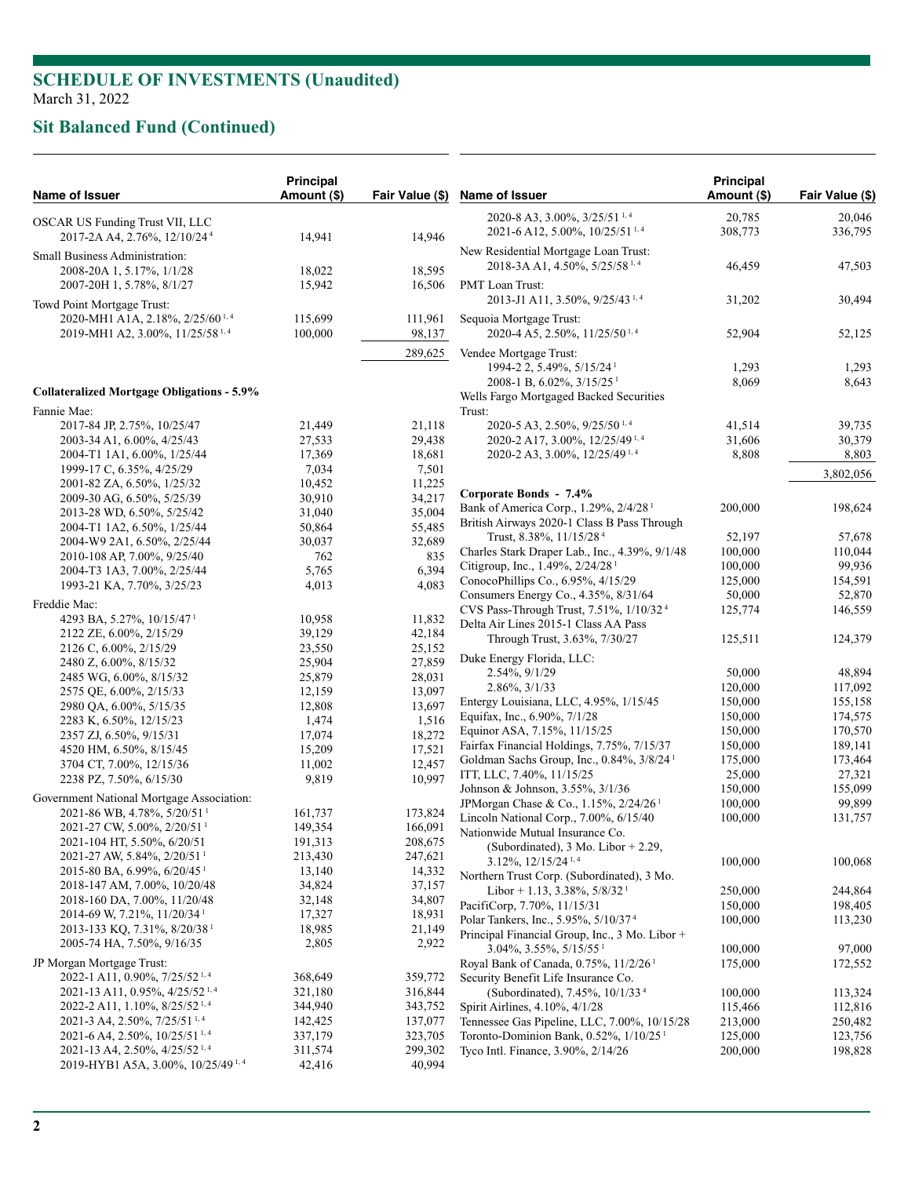## SCHEDULE OF INVESTMENTS (Unaudited)
March 31, 2022

## Sit Balanced Fund (Continued)

| Name of Issuer | Principal Amount ($) | Fair Value ($) |
|---|---|---|
| OSCAR US Funding Trust VII, LLC | | |
| 2017-2A A4, 2.76%, 12/10/24 [4] | 14,941 | 14,946 |
| Small Business Administration: | | |
| 2008-20A 1, 5.17%, 1/1/28 | 18,022 | 18,595 |
| 2007-20H 1, 5.78%, 8/1/27 | 15,942 | 16,506 |
| Towd Point Mortgage Trust: | | |
| 2020-MH1 A1A, 2.18%, 2/25/60 [1, 4] | 115,699 | 111,961 |
| 2019-MH1 A2, 3.00%, 11/25/58 [1, 4] | 100,000 | 98,137 |
| | | 289,625 |
| **Collateralized Mortgage Obligations - 5.9%** | | |
| Fannie Mae: | | |
| 2017-84 JP, 2.75%, 10/25/47 | 21,449 | 21,118 |
| 2003-34 A1, 6.00%, 4/25/43 | 27,533 | 29,438 |
| 2004-T1 1A1, 6.00%, 1/25/44 | 17,369 | 18,681 |
| 1999-17 C, 6.35%, 4/25/29 | 7,034 | 7,501 |
| 2001-82 ZA, 6.50%, 1/25/32 | 10,452 | 11,225 |
| 2009-30 AG, 6.50%, 5/25/39 | 30,910 | 34,217 |
| 2013-28 WD, 6.50%, 5/25/42 | 31,040 | 35,004 |
| 2004-T1 1A2, 6.50%, 1/25/44 | 50,864 | 55,485 |
| 2004-W9 2A1, 6.50%, 2/25/44 | 30,037 | 32,689 |
| 2010-108 AP, 7.00%, 9/25/40 | 762 | 835 |
| 2004-T3 1A3, 7.00%, 2/25/44 | 5,765 | 6,394 |
| 1993-21 KA, 7.70%, 3/25/23 | 4,013 | 4,083 |
| Freddie Mac: | | |
| 4293 BA, 5.27%, 10/15/47 [1] | 10,958 | 11,832 |
| 2122 ZE, 6.00%, 2/15/29 | 39,129 | 42,184 |
| 2126 C, 6.00%, 2/15/29 | 23,550 | 25,152 |
| 2480 Z, 6.00%, 8/15/32 | 25,904 | 27,859 |
| 2485 WG, 6.00%, 8/15/32 | 25,879 | 28,031 |
| 2575 QE, 6.00%, 2/15/33 | 12,159 | 13,097 |
| 2980 QA, 6.00%, 5/15/35 | 12,808 | 13,697 |
| 2283 K, 6.50%, 12/15/23 | 1,474 | 1,516 |
| 2357 ZJ, 6.50%, 9/15/31 | 17,074 | 18,272 |
| 4520 HM, 6.50%, 8/15/45 | 15,209 | 17,521 |
| 3704 CT, 7.00%, 12/15/36 | 11,002 | 12,457 |
| 2238 PZ, 7.50%, 6/15/30 | 9,819 | 10,997 |
| Government National Mortgage Association: | | |
| 2021-86 WB, 4.78%, 5/20/51 [1] | 161,737 | 173,824 |
| 2021-27 CW, 5.00%, 2/20/51 [1] | 149,354 | 166,091 |
| 2021-104 HT, 5.50%, 6/20/51 | 191,313 | 208,675 |
| 2021-27 AW, 5.84%, 2/20/51 [1] | 213,430 | 247,621 |
| 2015-80 BA, 6.99%, 6/20/45 [1] | 13,140 | 14,332 |
| 2018-147 AM, 7.00%, 10/20/48 | 34,824 | 37,157 |
| 2018-160 DA, 7.00%, 11/20/48 | 32,148 | 34,807 |
| 2014-69 W, 7.21%, 11/20/34 [1] | 17,327 | 18,931 |
| 2013-133 KQ, 7.31%, 8/20/38 [1] | 18,985 | 21,149 |
| 2005-74 HA, 7.50%, 9/16/35 | 2,805 | 2,922 |
| JP Morgan Mortgage Trust: | | |
| 2022-1 A11, 0.90%, 7/25/52 [1, 4] | 368,649 | 359,772 |
| 2021-13 A11, 0.95%, 4/25/52 [1, 4] | 321,180 | 316,844 |
| 2022-2 A11, 1.10%, 8/25/52 [1, 4] | 344,940 | 343,752 |
| 2021-3 A4, 2.50%, 7/25/51 [1, 4] | 142,425 | 137,077 |
| 2021-6 A4, 2.50%, 10/25/51 [1, 4] | 337,179 | 323,705 |
| 2021-13 A4, 2.50%, 4/25/52 [1, 4] | 311,574 | 299,302 |
| 2019-HYB1 A5A, 3.00%, 10/25/49 [1, 4] | 42,416 | 40,994 |
| 2020-8 A3, 3.00%, 3/25/51 [1, 4] | 20,785 | 20,046 |
| 2021-6 A12, 5.00%, 10/25/51 [1, 4] | 308,773 | 336,795 |
| New Residential Mortgage Loan Trust: | | |
| 2018-3A A1, 4.50%, 5/25/58 [1, 4] | 46,459 | 47,503 |
| PMT Loan Trust: | | |
| 2013-J1 A11, 3.50%, 9/25/43 [1, 4] | 31,202 | 30,494 |
| Sequoia Mortgage Trust: | | |
| 2020-4 A5, 2.50%, 11/25/50 [1, 4] | 52,904 | 52,125 |
| Vendee Mortgage Trust: | | |
| 1994-2 2, 5.49%, 5/15/24 [1] | 1,293 | 1,293 |
| 2008-1 B, 6.02%, 3/15/25 [1] | 8,069 | 8,643 |
| Wells Fargo Mortgaged Backed Securities Trust: | | |
| 2020-5 A3, 2.50%, 9/25/50 [1, 4] | 41,514 | 39,735 |
| 2020-2 A17, 3.00%, 12/25/49 [1, 4] | 31,606 | 30,379 |
| 2020-2 A3, 3.00%, 12/25/49 [1, 4] | 8,808 | 8,803 |
| | | 3,802,056 |
| **Corporate Bonds - 7.4%** | | |
| Bank of America Corp., 1.29%, 2/4/28 [1] | 200,000 | 198,624 |
| British Airways 2020-1 Class B Pass Through Trust, 8.38%, 11/15/28 [4] | 52,197 | 57,678 |
| Charles Stark Draper Lab., Inc., 4.39%, 9/1/48 | 100,000 | 110,044 |
| Citigroup, Inc., 1.49%, 2/24/28 [1] | 100,000 | 99,936 |
| ConocoPhillips Co., 6.95%, 4/15/29 | 125,000 | 154,591 |
| Consumers Energy Co., 4.35%, 8/31/64 | 50,000 | 52,870 |
| CVS Pass-Through Trust, 7.51%, 1/10/32 [4] | 125,774 | 146,559 |
| Delta Air Lines 2015-1 Class AA Pass Through Trust, 3.63%, 7/30/27 | 125,511 | 124,379 |
| Duke Energy Florida, LLC: | | |
| 2.54%, 9/1/29 | 50,000 | 48,894 |
| 2.86%, 3/1/33 | 120,000 | 117,092 |
| Entergy Louisiana, LLC, 4.95%, 1/15/45 | 150,000 | 155,158 |
| Equifax, Inc., 6.90%, 7/1/28 | 150,000 | 174,575 |
| Equinor ASA, 7.15%, 11/15/25 | 150,000 | 170,570 |
| Fairfax Financial Holdings, 7.75%, 7/15/37 | 150,000 | 189,141 |
| Goldman Sachs Group, Inc., 0.84%, 3/8/24 [1] | 175,000 | 173,464 |
| ITT, LLC, 7.40%, 11/15/25 | 25,000 | 27,321 |
| Johnson & Johnson, 3.55%, 3/1/36 | 150,000 | 155,099 |
| JPMorgan Chase & Co., 1.15%, 2/24/26 [1] | 100,000 | 99,899 |
| Lincoln National Corp., 7.00%, 6/15/40 | 100,000 | 131,757 |
| Nationwide Mutual Insurance Co. (Subordinated), 3 Mo. Libor + 2.29, 3.12%, 12/15/24 [1, 4] | 100,000 | 100,068 |
| Northern Trust Corp. (Subordinated), 3 Mo. Libor + 1.13, 3.38%, 5/8/32 [1] | 250,000 | 244,864 |
| PacifiCorp, 7.70%, 11/15/31 | 150,000 | 198,405 |
| Polar Tankers, Inc., 5.95%, 5/10/37 [4] | 100,000 | 113,230 |
| Principal Financial Group, Inc., 3 Mo. Libor + 3.04%, 3.55%, 5/15/55 [1] | 100,000 | 97,000 |
| Royal Bank of Canada, 0.75%, 11/2/26 [1] | 175,000 | 172,552 |
| Security Benefit Life Insurance Co. (Subordinated), 7.45%, 10/1/33 [4] | 100,000 | 113,324 |
| Spirit Airlines, 4.10%, 4/1/28 | 115,466 | 112,816 |
| Tennessee Gas Pipeline, LLC, 7.00%, 10/15/28 | 213,000 | 250,482 |
| Toronto-Dominion Bank, 0.52%, 1/10/25 [1] | 125,000 | 123,756 |
| Tyco Intl. Finance, 3.90%, 2/14/26 | 200,000 | 198,828 |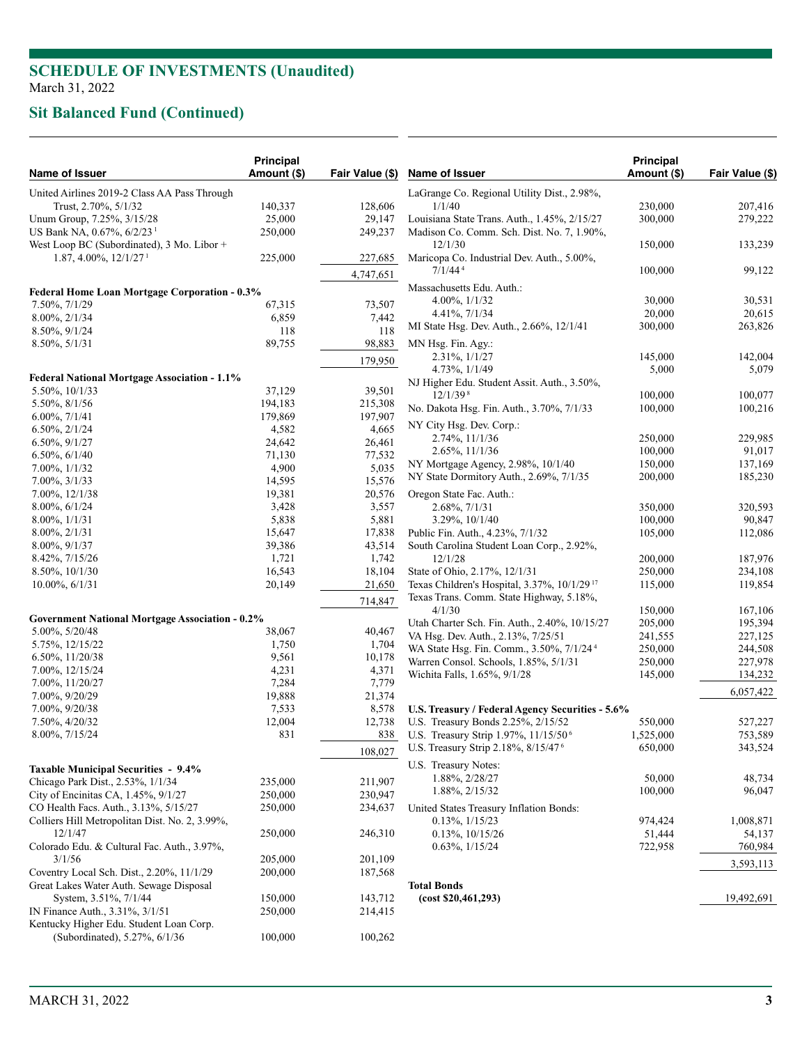## SCHEDULE OF INVESTMENTS (Unaudited)

March 31, 2022

## Sit Balanced Fund (Continued)

| Name of Issuer | Principal Amount ($) | Fair Value ($) |
|---|---|---|
| United Airlines 2019-2 Class AA Pass Through Trust, 2.70%, 5/1/32 | 140,337 | 128,606 |
| Unum Group, 7.25%, 3/15/28 | 25,000 | 29,147 |
| US Bank NA, 0.67%, 6/2/23 [1] | 250,000 | 249,237 |
| West Loop BC (Subordinated), 3 Mo. Libor + 1.87, 4.00%, 12/1/27 [1] | 225,000 | 227,685 |
| | | 4,747,651 |
| **Federal Home Loan Mortgage Corporation - 0.3%** | | |
| 7.50%, 7/1/29 | 67,315 | 73,507 |
| 8.00%, 2/1/34 | 6,859 | 7,442 |
| 8.50%, 9/1/24 | 118 | 118 |
| 8.50%, 5/1/31 | 89,755 | 98,883 |
| | | 179,950 |
| **Federal National Mortgage Association - 1.1%** | | |
| 5.50%, 10/1/33 | 37,129 | 39,501 |
| 5.50%, 8/1/56 | 194,183 | 215,308 |
| 6.00%, 7/1/41 | 179,869 | 197,907 |
| 6.50%, 2/1/24 | 4,582 | 4,665 |
| 6.50%, 9/1/27 | 24,642 | 26,461 |
| 6.50%, 6/1/40 | 71,130 | 77,532 |
| 7.00%, 1/1/32 | 4,900 | 5,035 |
| 7.00%, 3/1/33 | 14,595 | 15,576 |
| 7.00%, 12/1/38 | 19,381 | 20,576 |
| 8.00%, 6/1/24 | 3,428 | 3,557 |
| 8.00%, 1/1/31 | 5,838 | 5,881 |
| 8.00%, 2/1/31 | 15,647 | 17,838 |
| 8.00%, 9/1/37 | 39,386 | 43,514 |
| 8.42%, 7/15/26 | 1,721 | 1,742 |
| 8.50%, 10/1/30 | 16,543 | 18,104 |
| 10.00%, 6/1/31 | 20,149 | 21,650 |
| | | 714,847 |
| **Government National Mortgage Association - 0.2%** | | |
| 5.00%, 5/20/48 | 38,067 | 40,467 |
| 5.75%, 12/15/22 | 1,750 | 1,704 |
| 6.50%, 11/20/38 | 9,561 | 10,178 |
| 7.00%, 12/15/24 | 4,231 | 4,371 |
| 7.00%, 11/20/27 | 7,284 | 7,779 |
| 7.00%, 9/20/29 | 19,888 | 21,374 |
| 7.00%, 9/20/38 | 7,533 | 8,578 |
| 7.50%, 4/20/32 | 12,004 | 12,738 |
| 8.00%, 7/15/24 | 831 | 838 |
| | | 108,027 |
| **Taxable Municipal Securities - 9.4%** | | |
| Chicago Park Dist., 2.53%, 1/1/34 | 235,000 | 211,907 |
| City of Encinitas CA, 1.45%, 9/1/27 | 250,000 | 230,947 |
| CO Health Facs. Auth., 3.13%, 5/15/27 | 250,000 | 234,637 |
| Colliers Hill Metropolitan Dist. No. 2, 3.99%, 12/1/47 | 250,000 | 246,310 |
| Colorado Edu. & Cultural Fac. Auth., 3.97%, 3/1/56 | 205,000 | 201,109 |
| Coventry Local Sch. Dist., 2.20%, 11/1/29 | 200,000 | 187,568 |
| Great Lakes Water Auth. Sewage Disposal System, 3.51%, 7/1/44 | 150,000 | 143,712 |
| IN Finance Auth., 3.31%, 3/1/51 | 250,000 | 214,415 |
| Kentucky Higher Edu. Student Loan Corp. (Subordinated), 5.27%, 6/1/36 | 100,000 | 100,262 |
| LaGrange Co. Regional Utility Dist., 2.98%, 1/1/40 | 230,000 | 207,416 |
| Louisiana State Trans. Auth., 1.45%, 2/15/27 | 300,000 | 279,222 |
| Madison Co. Comm. Sch. Dist. No. 7, 1.90%, 12/1/30 | 150,000 | 133,239 |
| Maricopa Co. Industrial Dev. Auth., 5.00%, 7/1/44 [4] | 100,000 | 99,122 |
| Massachusetts Edu. Auth.: | | |
| 4.00%, 1/1/32 | 30,000 | 30,531 |
| 4.41%, 7/1/34 | 20,000 | 20,615 |
| MI State Hsg. Dev. Auth., 2.66%, 12/1/41 | 300,000 | 263,826 |
| MN Hsg. Fin. Agy.: | | |
| 2.31%, 1/1/27 | 145,000 | 142,004 |
| 4.73%, 1/1/49 | 5,000 | 5,079 |
| NJ Higher Edu. Student Assit. Auth., 3.50%, 12/1/39 [8] | 100,000 | 100,077 |
| No. Dakota Hsg. Fin. Auth., 3.70%, 7/1/33 | 100,000 | 100,216 |
| NY City Hsg. Dev. Corp.: | | |
| 2.74%, 11/1/36 | 250,000 | 229,985 |
| 2.65%, 11/1/36 | 100,000 | 91,017 |
| NY Mortgage Agency, 2.98%, 10/1/40 | 150,000 | 137,169 |
| NY State Dormitory Auth., 2.69%, 7/1/35 | 200,000 | 185,230 |
| Oregon State Fac. Auth.: | | |
| 2.68%, 7/1/31 | 350,000 | 320,593 |
| 3.29%, 10/1/40 | 100,000 | 90,847 |
| Public Fin. Auth., 4.23%, 7/1/32 | 105,000 | 112,086 |
| South Carolina Student Loan Corp., 2.92%, 12/1/28 | 200,000 | 187,976 |
| State of Ohio, 2.17%, 12/1/31 | 250,000 | 234,108 |
| Texas Children's Hospital, 3.37%, 10/1/29 [17] | 115,000 | 119,854 |
| Texas Trans. Comm. State Highway, 5.18%, 4/1/30 | 150,000 | 167,106 |
| Utah Charter Sch. Fin. Auth., 2.40%, 10/15/27 | 205,000 | 195,394 |
| VA Hsg. Dev. Auth., 2.13%, 7/25/51 | 241,555 | 227,125 |
| WA State Hsg. Fin. Comm., 3.50%, 7/1/24 [4] | 250,000 | 244,508 |
| Warren Consol. Schools, 1.85%, 5/1/31 | 250,000 | 227,978 |
| Wichita Falls, 1.65%, 9/1/28 | 145,000 | 134,232 |
| | | 6,057,422 |
| **U.S. Treasury / Federal Agency Securities - 5.6%** | | |
| U.S. Treasury Bonds 2.25%, 2/15/52 | 550,000 | 527,227 |
| U.S. Treasury Strip 1.97%, 11/15/50 [6] | 1,525,000 | 753,589 |
| U.S. Treasury Strip 2.18%, 8/15/47 [6] | 650,000 | 343,524 |
| U.S. Treasury Notes: | | |
| 1.88%, 2/28/27 | 50,000 | 48,734 |
| 1.88%, 2/15/32 | 100,000 | 96,047 |
| United States Treasury Inflation Bonds: | | |
| 0.13%, 1/15/23 | 974,424 | 1,008,871 |
| 0.13%, 10/15/26 | 51,444 | 54,137 |
| 0.63%, 1/15/24 | 722,958 | 760,984 |
| | | 3,593,113 |
| **Total Bonds (cost $20,461,293)** | | 19,492,691 |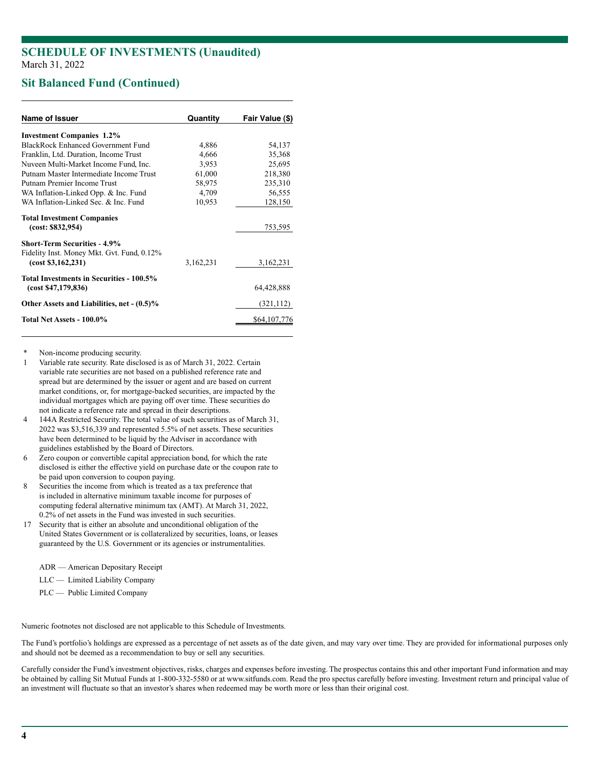# SCHEDULE OF INVESTMENTS (Unaudited)

March 31, 2022

## Sit Balanced Fund (Continued)

| Name of Issuer | Quantity | Fair Value ($) |
|---|---|---|
| **Investment Companies 1.2%** | | |
| BlackRock Enhanced Government Fund | 4,886 | 54,137 |
| Franklin, Ltd. Duration, Income Trust | 4,666 | 35,368 |
| Nuveen Multi-Market Income Fund, Inc. | 3,953 | 25,695 |
| Putnam Master Intermediate Income Trust | 61,000 | 218,380 |
| Putnam Premier Income Trust | 58,975 | 235,310 |
| WA Inflation-Linked Opp. & Inc. Fund | 4,709 | 56,555 |
| WA Inflation-Linked Sec. & Inc. Fund | 10,953 | 128,150 |
| **Total Investment Companies (cost: $832,954)** | | 753,595 |
| **Short-Term Securities - 4.9%** | | |
| Fidelity Inst. Money Mkt. Gvt. Fund, 0.12% **(cost $3,162,231)** | 3,162,231 | 3,162,231 |
| **Total Investments in Securities - 100.5% (cost $47,179,836)** | | 64,428,888 |
| **Other Assets and Liabilities, net - (0.5)%** | | (321,112) |
| **Total Net Assets - 100.0%** | | $64,107,776 |

\* Non-income producing security.

1 Variable rate security. Rate disclosed is as of March 31, 2022. Certain variable rate securities are not based on a published reference rate and spread but are determined by the issuer or agent and are based on current market conditions, or, for mortgage-backed securities, are impacted by the individual mortgages which are paying off over time. These securities do not indicate a reference rate and spread in their descriptions.

4 144A Restricted Security. The total value of such securities as of March 31, 2022 was $3,516,339 and represented 5.5% of net assets. These securities have been determined to be liquid by the Adviser in accordance with guidelines established by the Board of Directors.

6 Zero coupon or convertible capital appreciation bond, for which the rate disclosed is either the effective yield on purchase date or the coupon rate to be paid upon conversion to coupon paying.

8 Securities the income from which is treated as a tax preference that is included in alternative minimum taxable income for purposes of computing federal alternative minimum tax (AMT). At March 31, 2022, 0.2% of net assets in the Fund was invested in such securities.

17 Security that is either an absolute and unconditional obligation of the United States Government or is collateralized by securities, loans, or leases guaranteed by the U.S. Government or its agencies or instrumentalities.

ADR — American Depositary Receipt

LLC — Limited Liability Company

PLC — Public Limited Company

Numeric footnotes not disclosed are not applicable to this Schedule of Investments.

The Fund's portfolio's holdings are expressed as a percentage of net assets as of the date given, and may vary over time. They are provided for informational purposes only and should not be deemed as a recommendation to buy or sell any securities.

Carefully consider the Fund's investment objectives, risks, charges and expenses before investing. The prospectus contains this and other important Fund information and may be obtained by calling Sit Mutual Funds at 1-800-332-5580 or at www.sitfunds.com. Read the pro spectus carefully before investing. Investment return and principal value of an investment will fluctuate so that an investor's shares when redeemed may be worth more or less than their original cost.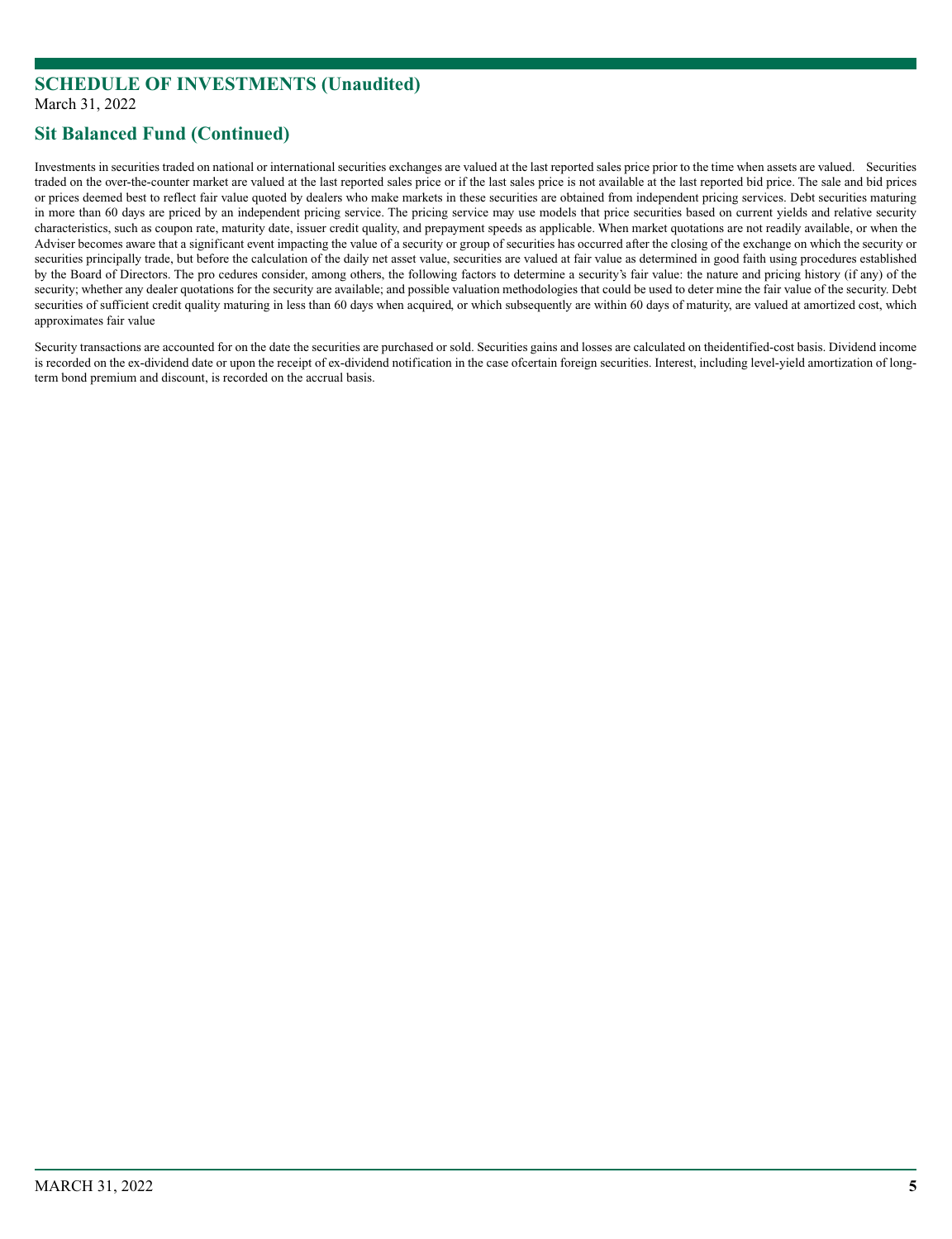# SCHEDULE OF INVESTMENTS (Unaudited)

March 31, 2022

## Sit Balanced Fund (Continued)

Investments in securities traded on national or international securities exchanges are valued at the last reported sales price prior to the time when assets are valued. Securities traded on the over-the-counter market are valued at the last reported sales price or if the last sales price is not available at the last reported bid price. The sale and bid prices or prices deemed best to reflect fair value quoted by dealers who make markets in these securities are obtained from independent pricing services. Debt securities maturing in more than 60 days are priced by an independent pricing service. The pricing service may use models that price securities based on current yields and relative security characteristics, such as coupon rate, maturity date, issuer credit quality, and prepayment speeds as applicable. When market quotations are not readily available, or when the Adviser becomes aware that a significant event impacting the value of a security or group of securities has occurred after the closing of the exchange on which the security or securities principally trade, but before the calculation of the daily net asset value, securities are valued at fair value as determined in good faith using procedures established by the Board of Directors. The pro cedures consider, among others, the following factors to determine a security's fair value: the nature and pricing history (if any) of the security; whether any dealer quotations for the security are available; and possible valuation methodologies that could be used to deter mine the fair value of the security. Debt securities of sufficient credit quality maturing in less than 60 days when acquired, or which subsequently are within 60 days of maturity, are valued at amortized cost, which approximates fair value

Security transactions are accounted for on the date the securities are purchased or sold. Securities gains and losses are calculated on theidentified-cost basis. Dividend income is recorded on the ex-dividend date or upon the receipt of ex-dividend notification in the case ofcertain foreign securities. Interest, including level-yield amortization of long-term bond premium and discount, is recorded on the accrual basis.